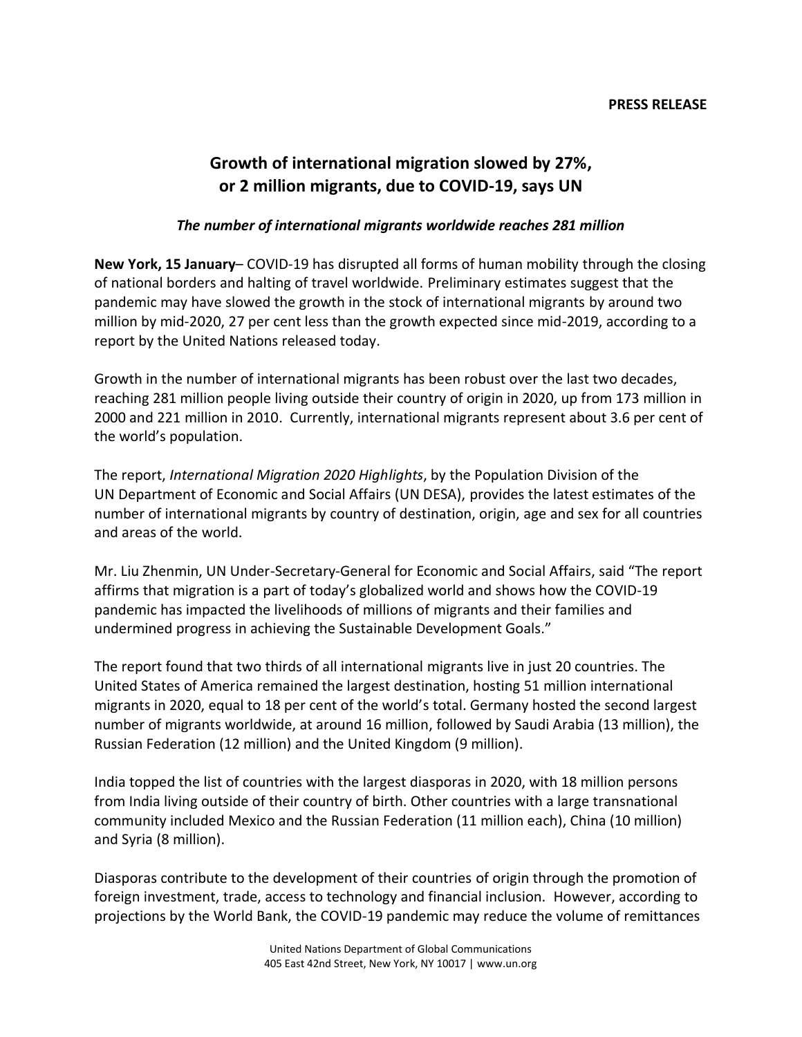**PRESS RELEASE**

# Growth of international migration slowed by 27%, or 2 million migrants, due to COVID-19, says UN

***The number of international migrants worldwide reaches 281 million***

**New York, 15 January**– COVID-19 has disrupted all forms of human mobility through the closing of national borders and halting of travel worldwide. Preliminary estimates suggest that the pandemic may have slowed the growth in the stock of international migrants by around two million by mid-2020, 27 per cent less than the growth expected since mid-2019, according to a report by the United Nations released today.

Growth in the number of international migrants has been robust over the last two decades, reaching 281 million people living outside their country of origin in 2020, up from 173 million in 2000 and 221 million in 2010. Currently, international migrants represent about 3.6 per cent of the world's population.

The report, *International Migration 2020 Highlights*, by the Population Division of the UN Department of Economic and Social Affairs (UN DESA), provides the latest estimates of the number of international migrants by country of destination, origin, age and sex for all countries and areas of the world.

Mr. Liu Zhenmin, UN Under-Secretary-General for Economic and Social Affairs, said "The report affirms that migration is a part of today's globalized world and shows how the COVID-19 pandemic has impacted the livelihoods of millions of migrants and their families and undermined progress in achieving the Sustainable Development Goals."

The report found that two thirds of all international migrants live in just 20 countries. The United States of America remained the largest destination, hosting 51 million international migrants in 2020, equal to 18 per cent of the world's total. Germany hosted the second largest number of migrants worldwide, at around 16 million, followed by Saudi Arabia (13 million), the Russian Federation (12 million) and the United Kingdom (9 million).

India topped the list of countries with the largest diasporas in 2020, with 18 million persons from India living outside of their country of birth. Other countries with a large transnational community included Mexico and the Russian Federation (11 million each), China (10 million) and Syria (8 million).

Diasporas contribute to the development of their countries of origin through the promotion of foreign investment, trade, access to technology and financial inclusion. However, according to projections by the World Bank, the COVID-19 pandemic may reduce the volume of remittances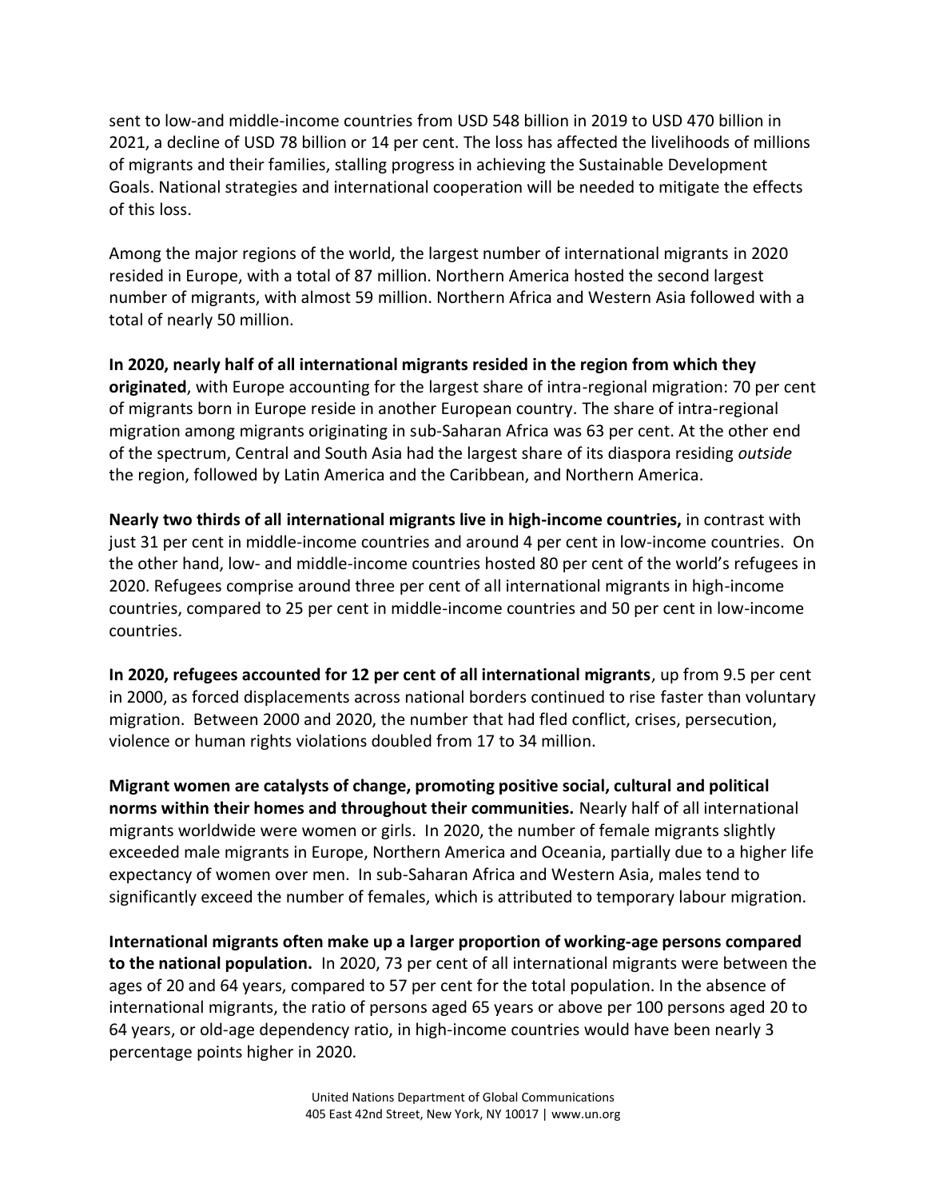sent to low-and middle-income countries from USD 548 billion in 2019 to USD 470 billion in 2021, a decline of USD 78 billion or 14 per cent. The loss has affected the livelihoods of millions of migrants and their families, stalling progress in achieving the Sustainable Development Goals. National strategies and international cooperation will be needed to mitigate the effects of this loss.

Among the major regions of the world, the largest number of international migrants in 2020 resided in Europe, with a total of 87 million. Northern America hosted the second largest number of migrants, with almost 59 million. Northern Africa and Western Asia followed with a total of nearly 50 million.

**In 2020, nearly half of all international migrants resided in the region from which they originated**, with Europe accounting for the largest share of intra-regional migration: 70 per cent of migrants born in Europe reside in another European country. The share of intra-regional migration among migrants originating in sub-Saharan Africa was 63 per cent. At the other end of the spectrum, Central and South Asia had the largest share of its diaspora residing *outside* the region, followed by Latin America and the Caribbean, and Northern America.

**Nearly two thirds of all international migrants live in high-income countries,** in contrast with just 31 per cent in middle-income countries and around 4 per cent in low-income countries. On the other hand, low- and middle-income countries hosted 80 per cent of the world's refugees in 2020. Refugees comprise around three per cent of all international migrants in high-income countries, compared to 25 per cent in middle-income countries and 50 per cent in low-income countries.

**In 2020, refugees accounted for 12 per cent of all international migrants**, up from 9.5 per cent in 2000, as forced displacements across national borders continued to rise faster than voluntary migration. Between 2000 and 2020, the number that had fled conflict, crises, persecution, violence or human rights violations doubled from 17 to 34 million.

**Migrant women are catalysts of change, promoting positive social, cultural and political norms within their homes and throughout their communities.** Nearly half of all international migrants worldwide were women or girls. In 2020, the number of female migrants slightly exceeded male migrants in Europe, Northern America and Oceania, partially due to a higher life expectancy of women over men. In sub-Saharan Africa and Western Asia, males tend to significantly exceed the number of females, which is attributed to temporary labour migration.

**International migrants often make up a larger proportion of working-age persons compared to the national population.** In 2020, 73 per cent of all international migrants were between the ages of 20 and 64 years, compared to 57 per cent for the total population. In the absence of international migrants, the ratio of persons aged 65 years or above per 100 persons aged 20 to 64 years, or old-age dependency ratio, in high-income countries would have been nearly 3 percentage points higher in 2020.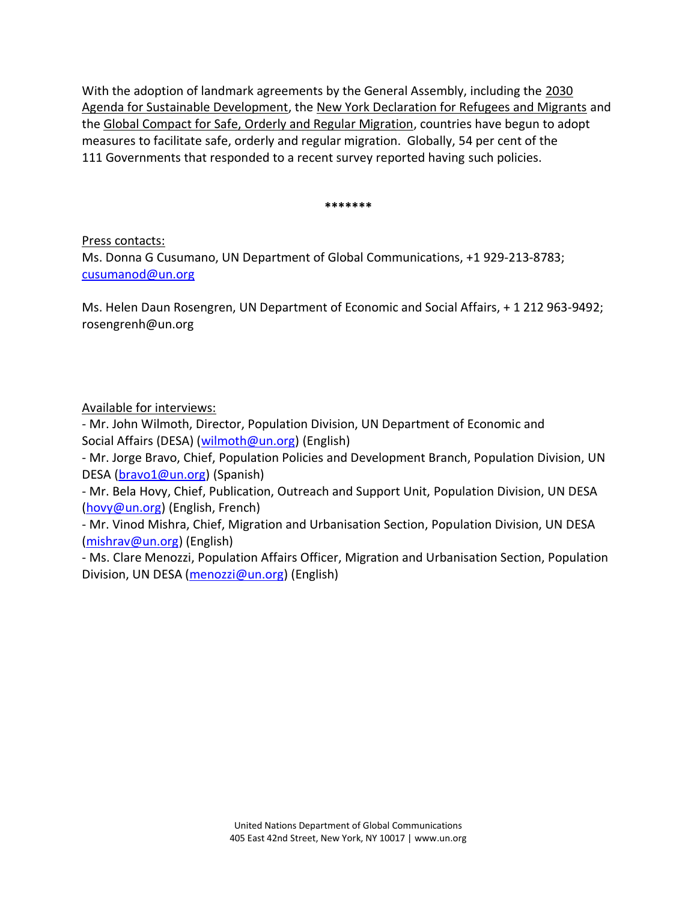With the adoption of landmark agreements by the General Assembly, including the 2030 Agenda for Sustainable Development, the New York Declaration for Refugees and Migrants and the Global Compact for Safe, Orderly and Regular Migration, countries have begun to adopt measures to facilitate safe, orderly and regular migration. Globally, 54 per cent of the 111 Governments that responded to a recent survey reported having such policies.

*******

Press contacts:
Ms. Donna G Cusumano, UN Department of Global Communications, +1 929-213-8783; cusumanod@un.org

Ms. Helen Daun Rosengren, UN Department of Economic and Social Affairs, + 1 212 963-9492; rosengrenh@un.org

Available for interviews:
- Mr. John Wilmoth, Director, Population Division, UN Department of Economic and Social Affairs (DESA) (wilmoth@un.org) (English)
- Mr. Jorge Bravo, Chief, Population Policies and Development Branch, Population Division, UN DESA (bravo1@un.org) (Spanish)
- Mr. Bela Hovy, Chief, Publication, Outreach and Support Unit, Population Division, UN DESA (hovy@un.org) (English, French)
- Mr. Vinod Mishra, Chief, Migration and Urbanisation Section, Population Division, UN DESA (mishrav@un.org) (English)
- Ms. Clare Menozzi, Population Affairs Officer, Migration and Urbanisation Section, Population Division, UN DESA (menozzi@un.org) (English)